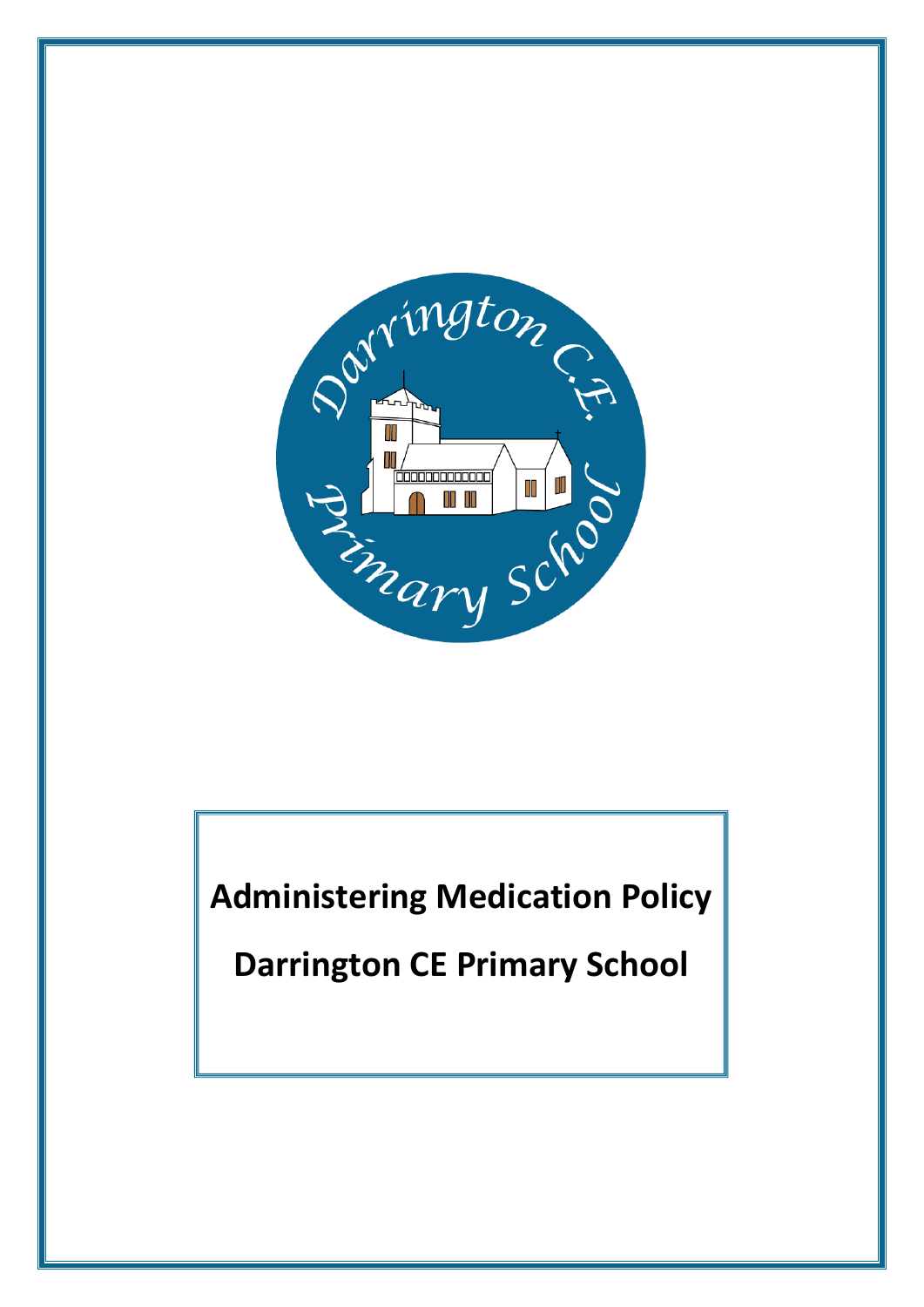# Administering Medication Policy

# Darrington CE Primary School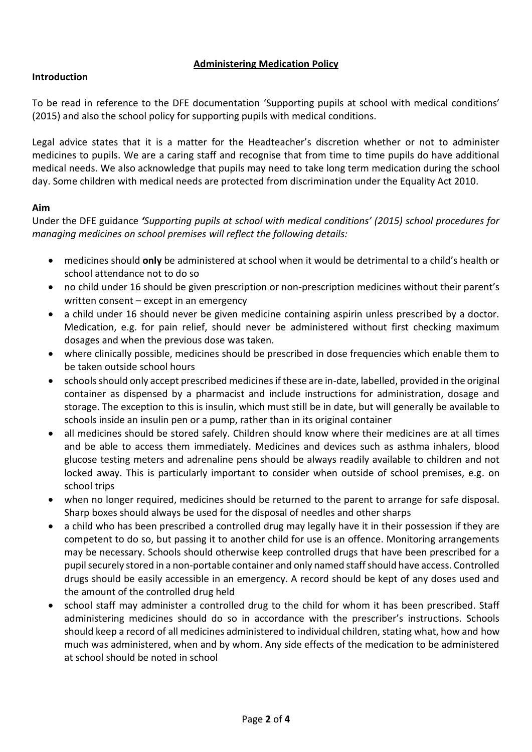# Administering Medication Policy

## Introduction

To be read in reference to the DFE documentation 'Supporting pupils at school with medical conditions' (2015) and also the school policy for supporting pupils with medical conditions.

Legal advice states that it is a matter for the Headteacher's discretion whether or not to administer medicines to pupils. We are a caring staff and recognise that from time to time pupils do have additional medical needs. We also acknowledge that pupils may need to take long term medication during the school day. Some children with medical needs are protected from discrimination under the Equality Act 2010.

## Aim

Under the DFE guidance *'Supporting pupils at school with medical conditions' (2015) school procedures for managing medicines on school premises will reflect the following details:*

- medicines should **only** be administered at school when it would be detrimental to a child's health or school attendance not to do so
- no child under 16 should be given prescription or non-prescription medicines without their parent's written consent – except in an emergency
- a child under 16 should never be given medicine containing aspirin unless prescribed by a doctor. Medication, e.g. for pain relief, should never be administered without first checking maximum dosages and when the previous dose was taken.
- where clinically possible, medicines should be prescribed in dose frequencies which enable them to be taken outside school hours
- schools should only accept prescribed medicines if these are in-date, labelled, provided in the original container as dispensed by a pharmacist and include instructions for administration, dosage and storage. The exception to this is insulin, which must still be in date, but will generally be available to schools inside an insulin pen or a pump, rather than in its original container
- all medicines should be stored safely. Children should know where their medicines are at all times and be able to access them immediately. Medicines and devices such as asthma inhalers, blood glucose testing meters and adrenaline pens should be always readily available to children and not locked away. This is particularly important to consider when outside of school premises, e.g. on school trips
- when no longer required, medicines should be returned to the parent to arrange for safe disposal. Sharp boxes should always be used for the disposal of needles and other sharps
- a child who has been prescribed a controlled drug may legally have it in their possession if they are competent to do so, but passing it to another child for use is an offence. Monitoring arrangements may be necessary. Schools should otherwise keep controlled drugs that have been prescribed for a pupil securely stored in a non-portable container and only named staff should have access. Controlled drugs should be easily accessible in an emergency. A record should be kept of any doses used and the amount of the controlled drug held
- school staff may administer a controlled drug to the child for whom it has been prescribed. Staff administering medicines should do so in accordance with the prescriber's instructions. Schools should keep a record of all medicines administered to individual children, stating what, how and how much was administered, when and by whom. Any side effects of the medication to be administered at school should be noted in school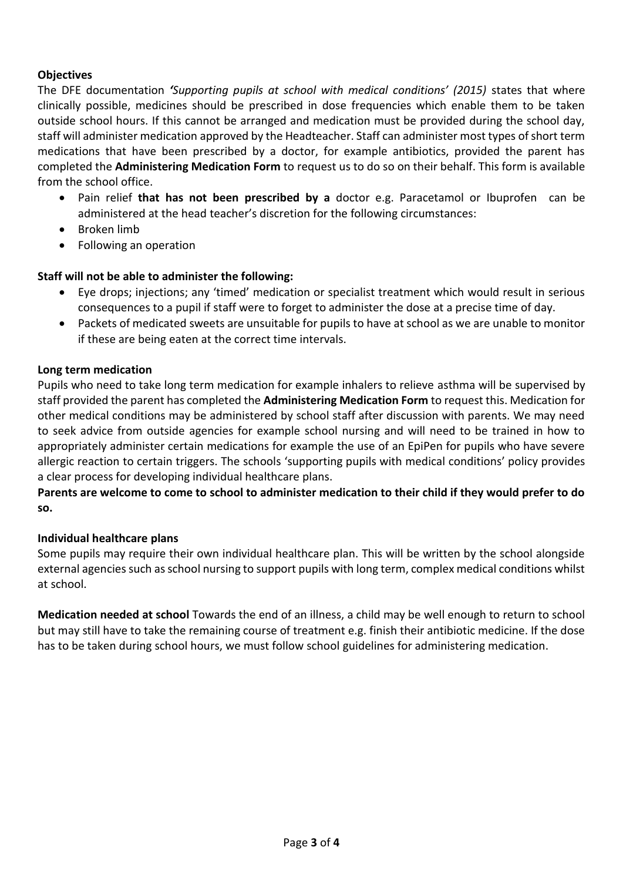**Objectives**

The DFE documentation ***'****Supporting pupils at school with medical conditions' (2015)* states that where clinically possible, medicines should be prescribed in dose frequencies which enable them to be taken outside school hours. If this cannot be arranged and medication must be provided during the school day, staff will administer medication approved by the Headteacher. Staff can administer most types of short term medications that have been prescribed by a doctor, for example antibiotics, provided the parent has completed the **Administering Medication Form** to request us to do so on their behalf. This form is available from the school office.

- Pain relief **that has not been prescribed by a** doctor e.g. Paracetamol or Ibuprofen can be administered at the head teacher's discretion for the following circumstances:
- Broken limb
- Following an operation

**Staff will not be able to administer the following:**

- Eye drops; injections; any 'timed' medication or specialist treatment which would result in serious consequences to a pupil if staff were to forget to administer the dose at a precise time of day.
- Packets of medicated sweets are unsuitable for pupils to have at school as we are unable to monitor if these are being eaten at the correct time intervals.

**Long term medication**

Pupils who need to take long term medication for example inhalers to relieve asthma will be supervised by staff provided the parent has completed the **Administering Medication Form** to request this. Medication for other medical conditions may be administered by school staff after discussion with parents. We may need to seek advice from outside agencies for example school nursing and will need to be trained in how to appropriately administer certain medications for example the use of an EpiPen for pupils who have severe allergic reaction to certain triggers. The schools 'supporting pupils with medical conditions' policy provides a clear process for developing individual healthcare plans.

**Parents are welcome to come to school to administer medication to their child if they would prefer to do so.**

**Individual healthcare plans**

Some pupils may require their own individual healthcare plan. This will be written by the school alongside external agencies such as school nursing to support pupils with long term, complex medical conditions whilst at school.

**Medication needed at school** Towards the end of an illness, a child may be well enough to return to school but may still have to take the remaining course of treatment e.g. finish their antibiotic medicine. If the dose has to be taken during school hours, we must follow school guidelines for administering medication.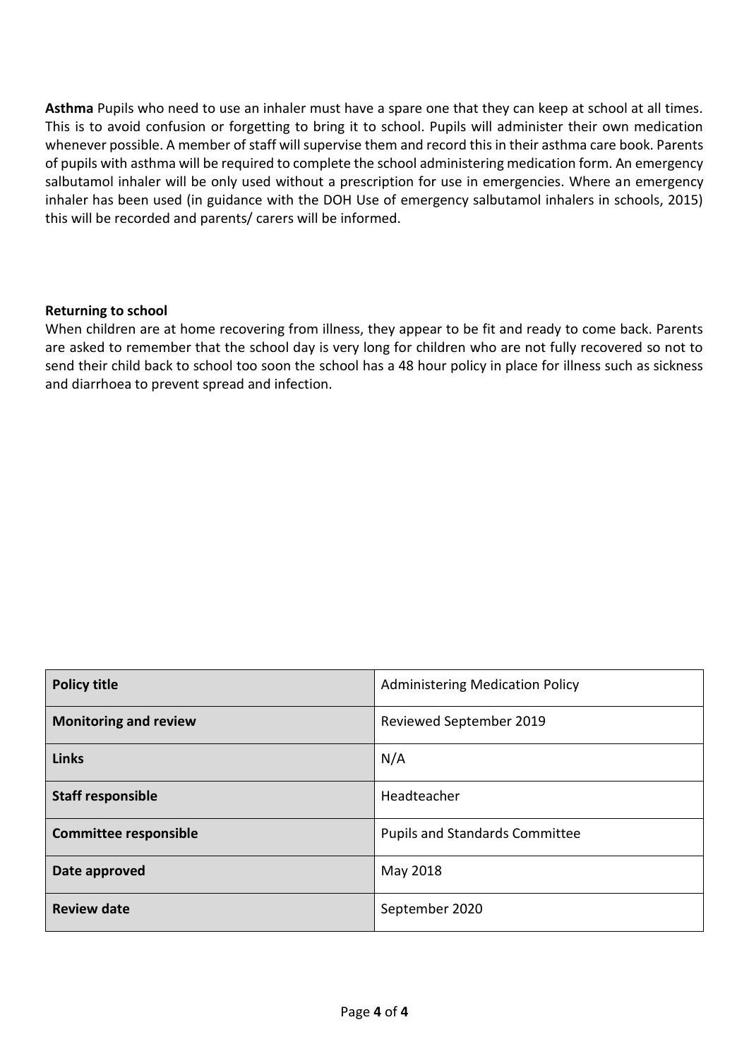**Asthma** Pupils who need to use an inhaler must have a spare one that they can keep at school at all times. This is to avoid confusion or forgetting to bring it to school. Pupils will administer their own medication whenever possible. A member of staff will supervise them and record this in their asthma care book. Parents of pupils with asthma will be required to complete the school administering medication form. An emergency salbutamol inhaler will be only used without a prescription for use in emergencies. Where an emergency inhaler has been used (in guidance with the DOH Use of emergency salbutamol inhalers in schools, 2015) this will be recorded and parents/ carers will be informed.

**Returning to school**

When children are at home recovering from illness, they appear to be fit and ready to come back. Parents are asked to remember that the school day is very long for children who are not fully recovered so not to send their child back to school too soon the school has a 48 hour policy in place for illness such as sickness and diarrhoea to prevent spread and infection.

| | |
|---|---|
| **Policy title** | Administering Medication Policy |
| **Monitoring and review** | Reviewed September 2019 |
| **Links** | N/A |
| **Staff responsible** | Headteacher |
| **Committee responsible** | Pupils and Standards Committee |
| **Date approved** | May 2018 |
| **Review date** | September 2020 |